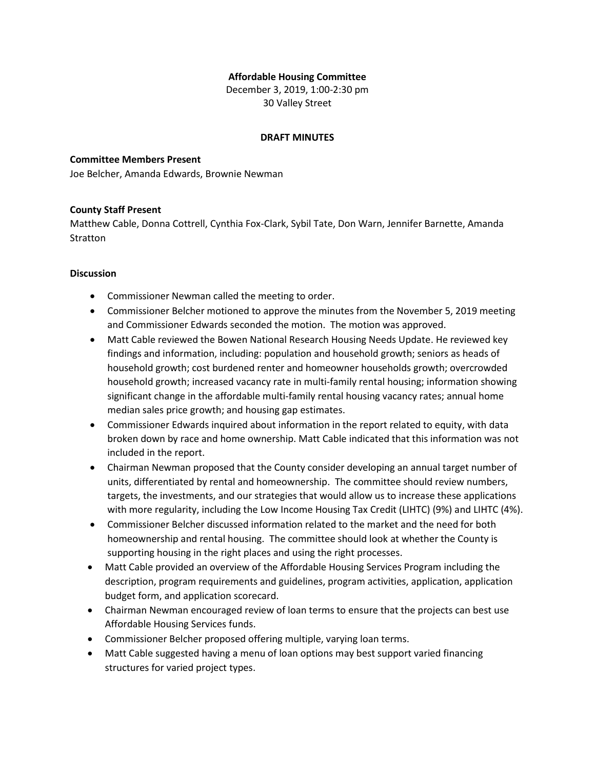**Affordable Housing Committee**

December 3, 2019, 1:00-2:30 pm

30 Valley Street

**DRAFT MINUTES**

**Committee Members Present**

Joe Belcher, Amanda Edwards, Brownie Newman

**County Staff Present**

Matthew Cable, Donna Cottrell, Cynthia Fox-Clark, Sybil Tate, Don Warn, Jennifer Barnette, Amanda Stratton

**Discussion**

- Commissioner Newman called the meeting to order.
- Commissioner Belcher motioned to approve the minutes from the November 5, 2019 meeting and Commissioner Edwards seconded the motion. The motion was approved.
- Matt Cable reviewed the Bowen National Research Housing Needs Update. He reviewed key findings and information, including: population and household growth; seniors as heads of household growth; cost burdened renter and homeowner households growth; overcrowded household growth; increased vacancy rate in multi-family rental housing; information showing significant change in the affordable multi-family rental housing vacancy rates; annual home median sales price growth; and housing gap estimates.
- Commissioner Edwards inquired about information in the report related to equity, with data broken down by race and home ownership. Matt Cable indicated that this information was not included in the report.
- Chairman Newman proposed that the County consider developing an annual target number of units, differentiated by rental and homeownership. The committee should review numbers, targets, the investments, and our strategies that would allow us to increase these applications with more regularity, including the Low Income Housing Tax Credit (LIHTC) (9%) and LIHTC (4%).
- Commissioner Belcher discussed information related to the market and the need for both homeownership and rental housing. The committee should look at whether the County is supporting housing in the right places and using the right processes.
- Matt Cable provided an overview of the Affordable Housing Services Program including the description, program requirements and guidelines, program activities, application, application budget form, and application scorecard.
- Chairman Newman encouraged review of loan terms to ensure that the projects can best use Affordable Housing Services funds.
- Commissioner Belcher proposed offering multiple, varying loan terms.
- Matt Cable suggested having a menu of loan options may best support varied financing structures for varied project types.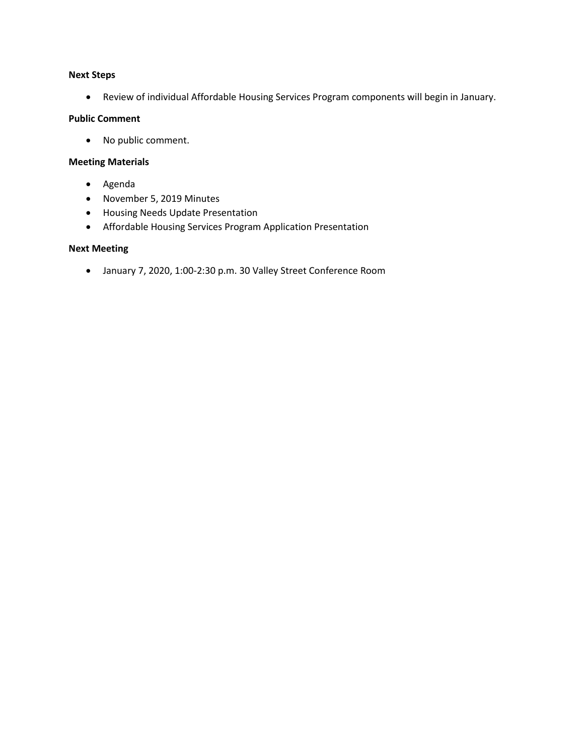**Next Steps**

- Review of individual Affordable Housing Services Program components will begin in January.

**Public Comment**

- No public comment.

**Meeting Materials**

- Agenda
- November 5, 2019 Minutes
- Housing Needs Update Presentation
- Affordable Housing Services Program Application Presentation

**Next Meeting**

- January 7, 2020, 1:00-2:30 p.m. 30 Valley Street Conference Room